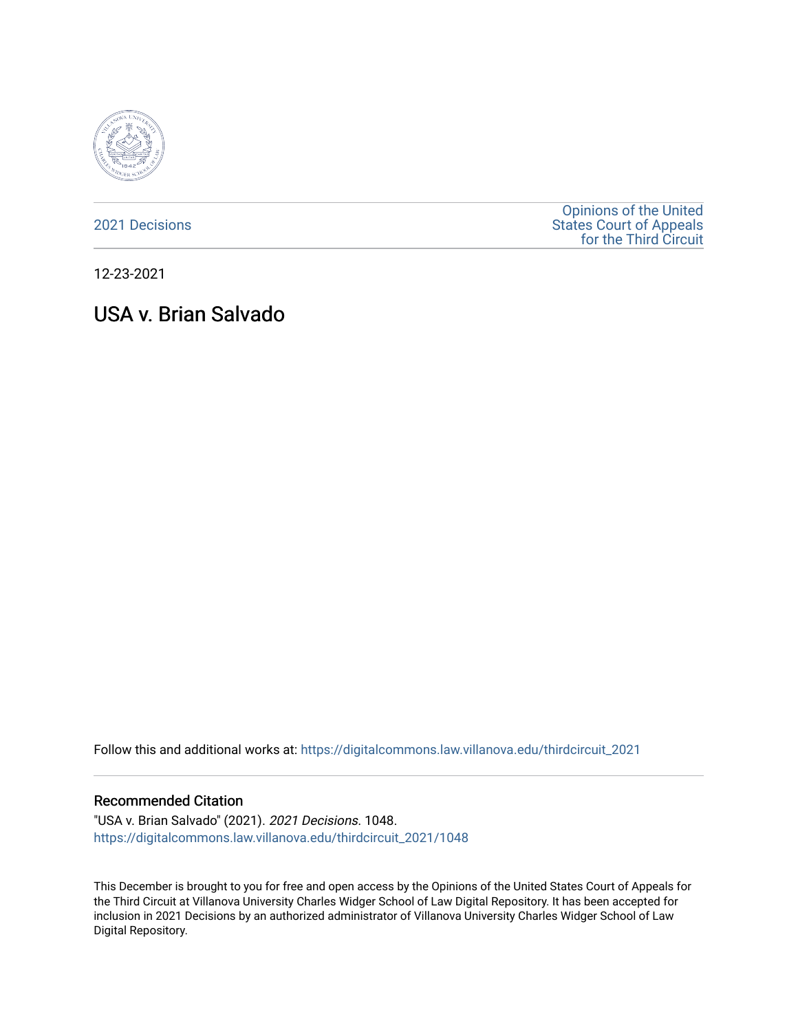2021 Decisions

Opinions of the United States Court of Appeals for the Third Circuit

12-23-2021

# USA v. Brian Salvado

Follow this and additional works at: https://digitalcommons.law.villanova.edu/thirdcircuit_2021

## Recommended Citation

"USA v. Brian Salvado" (2021). *2021 Decisions*. 1048.
https://digitalcommons.law.villanova.edu/thirdcircuit_2021/1048

This December is brought to you for free and open access by the Opinions of the United States Court of Appeals for the Third Circuit at Villanova University Charles Widger School of Law Digital Repository. It has been accepted for inclusion in 2021 Decisions by an authorized administrator of Villanova University Charles Widger School of Law Digital Repository.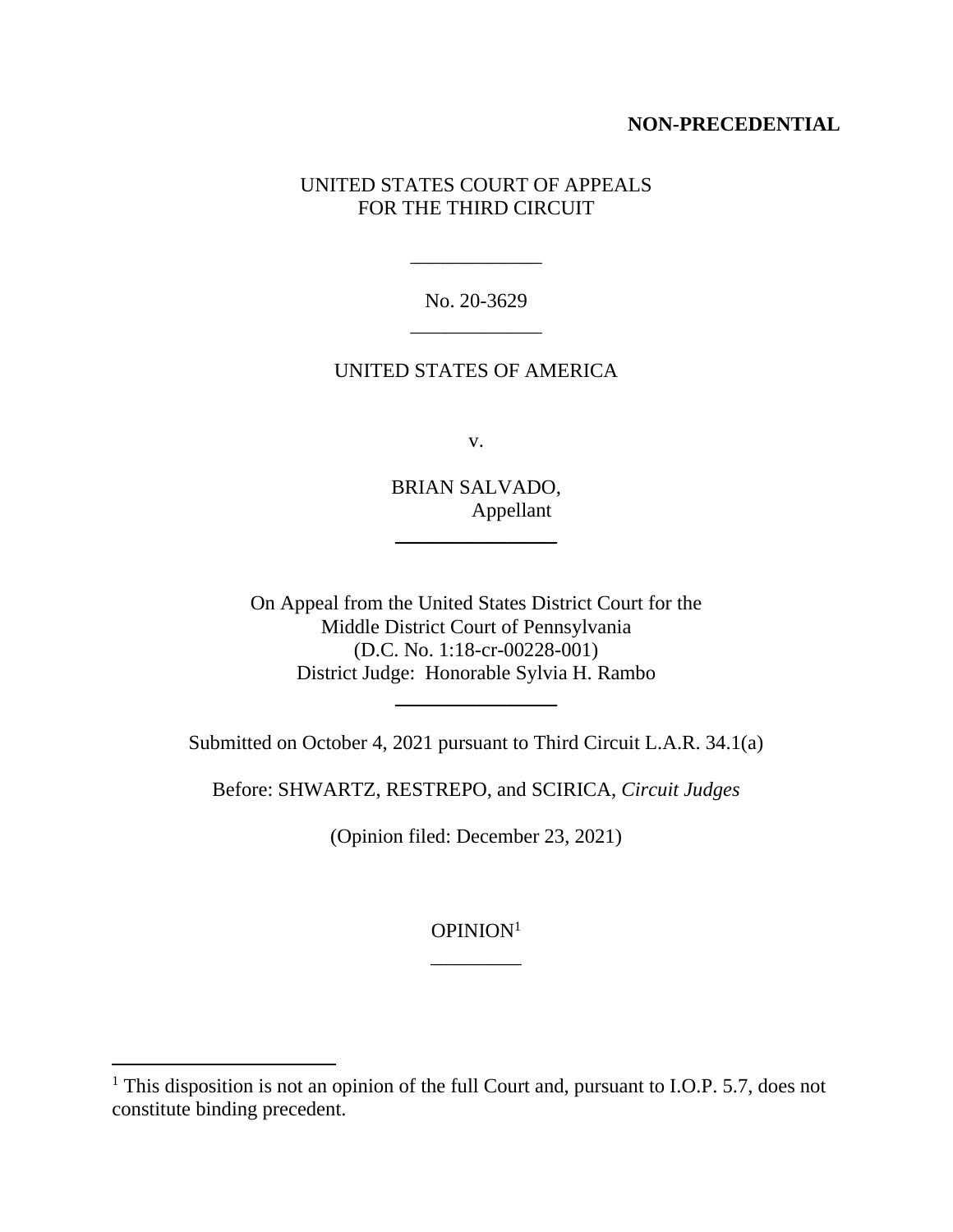**NON-PRECEDENTIAL**

UNITED STATES COURT OF APPEALS
FOR THE THIRD CIRCUIT

\_\_\_\_\_\_\_\_\_\_\_\_\_

No. 20-3629

\_\_\_\_\_\_\_\_\_\_\_\_\_

UNITED STATES OF AMERICA

v.

BRIAN SALVADO,
Appellant

---

On Appeal from the United States District Court for the
Middle District Court of Pennsylvania
(D.C. No. 1:18-cr-00228-001)
District Judge: Honorable Sylvia H. Rambo

---

Submitted on October 4, 2021 pursuant to Third Circuit L.A.R. 34.1(a)

Before: SHWARTZ, RESTREPO, and SCIRICA, *Circuit Judges*

(Opinion filed: December 23, 2021)

OPINION[1]

\_\_\_\_\_\_\_\_\_

---

[1] This disposition is not an opinion of the full Court and, pursuant to I.O.P. 5.7, does not constitute binding precedent.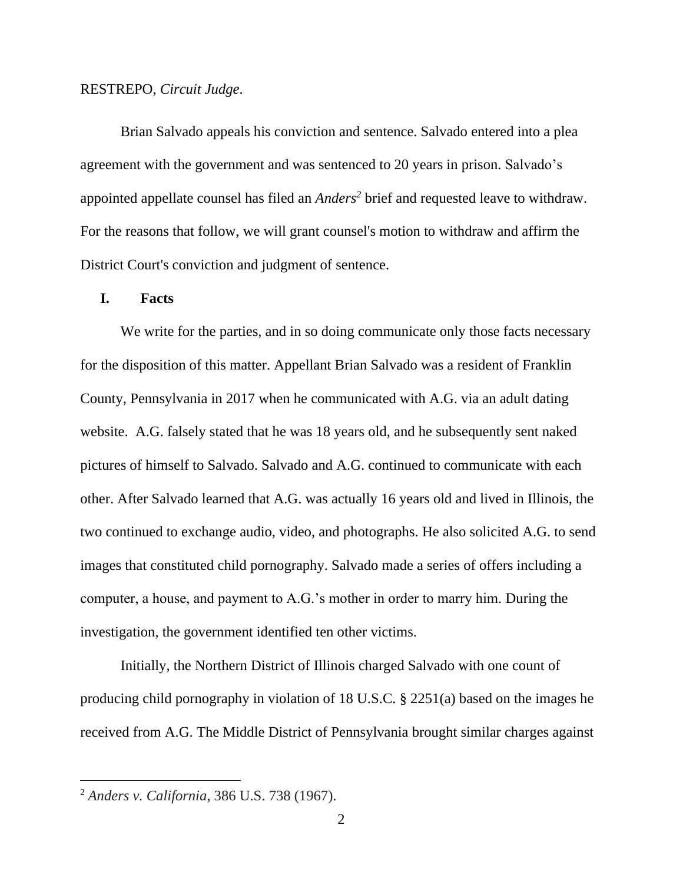RESTREPO, *Circuit Judge*.

Brian Salvado appeals his conviction and sentence. Salvado entered into a plea agreement with the government and was sentenced to 20 years in prison. Salvado's appointed appellate counsel has filed an *Anders*[2] brief and requested leave to withdraw. For the reasons that follow, we will grant counsel's motion to withdraw and affirm the District Court's conviction and judgment of sentence.

## I. Facts

We write for the parties, and in so doing communicate only those facts necessary for the disposition of this matter. Appellant Brian Salvado was a resident of Franklin County, Pennsylvania in 2017 when he communicated with A.G. via an adult dating website. A.G. falsely stated that he was 18 years old, and he subsequently sent naked pictures of himself to Salvado. Salvado and A.G. continued to communicate with each other. After Salvado learned that A.G. was actually 16 years old and lived in Illinois, the two continued to exchange audio, video, and photographs. He also solicited A.G. to send images that constituted child pornography. Salvado made a series of offers including a computer, a house, and payment to A.G.'s mother in order to marry him. During the investigation, the government identified ten other victims.

Initially, the Northern District of Illinois charged Salvado with one count of producing child pornography in violation of 18 U.S.C. § 2251(a) based on the images he received from A.G. The Middle District of Pennsylvania brought similar charges against

[2] *Anders v. California*, 386 U.S. 738 (1967).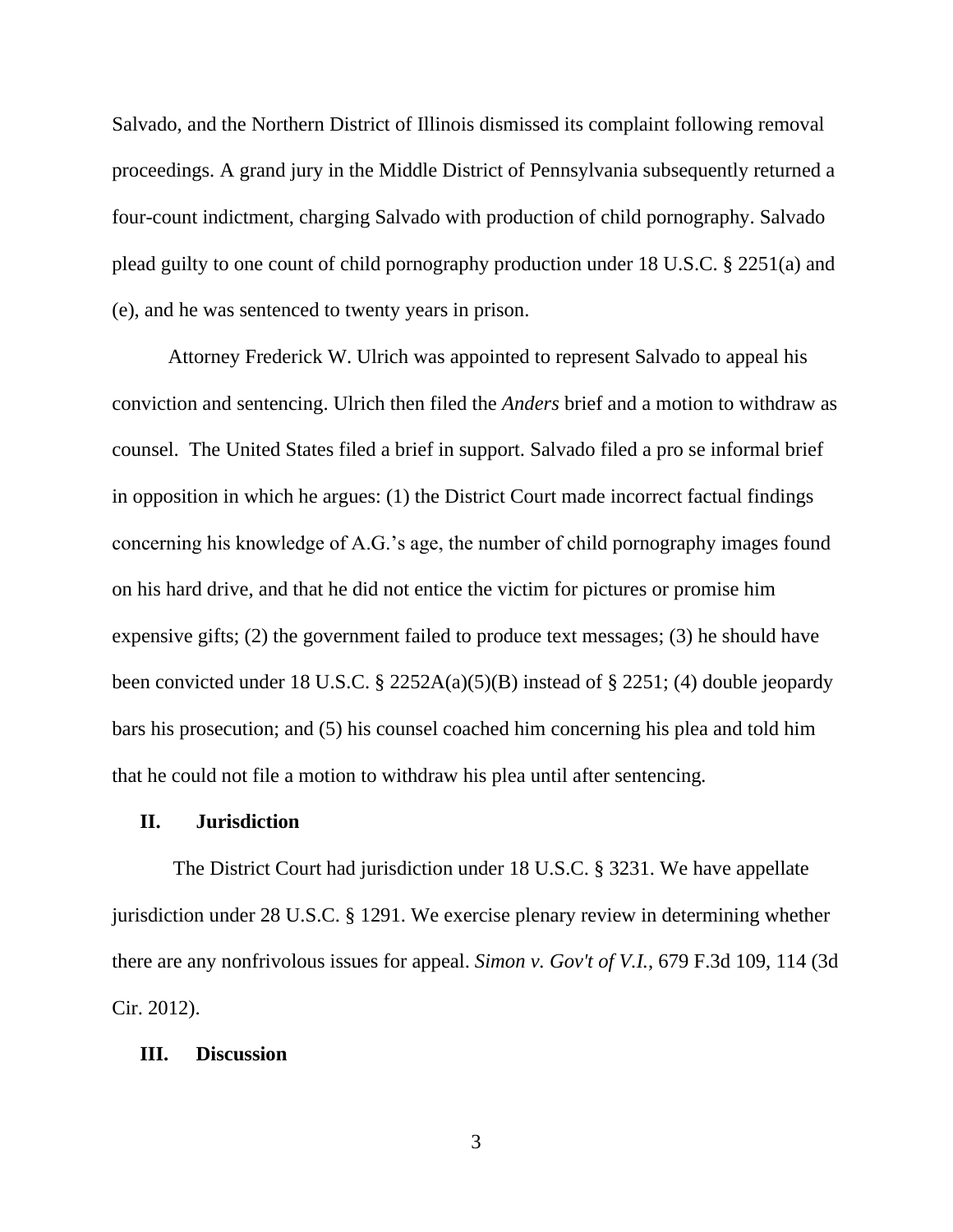Salvado, and the Northern District of Illinois dismissed its complaint following removal proceedings. A grand jury in the Middle District of Pennsylvania subsequently returned a four-count indictment, charging Salvado with production of child pornography. Salvado plead guilty to one count of child pornography production under 18 U.S.C. § 2251(a) and (e), and he was sentenced to twenty years in prison.

Attorney Frederick W. Ulrich was appointed to represent Salvado to appeal his conviction and sentencing. Ulrich then filed the *Anders* brief and a motion to withdraw as counsel. The United States filed a brief in support. Salvado filed a pro se informal brief in opposition in which he argues: (1) the District Court made incorrect factual findings concerning his knowledge of A.G.'s age, the number of child pornography images found on his hard drive, and that he did not entice the victim for pictures or promise him expensive gifts; (2) the government failed to produce text messages; (3) he should have been convicted under 18 U.S.C. § 2252A(a)(5)(B) instead of § 2251; (4) double jeopardy bars his prosecution; and (5) his counsel coached him concerning his plea and told him that he could not file a motion to withdraw his plea until after sentencing.

## II. Jurisdiction

The District Court had jurisdiction under 18 U.S.C. § 3231. We have appellate jurisdiction under 28 U.S.C. § 1291. We exercise plenary review in determining whether there are any nonfrivolous issues for appeal. *Simon v. Gov't of V.I.*, 679 F.3d 109, 114 (3d Cir. 2012).

## III. Discussion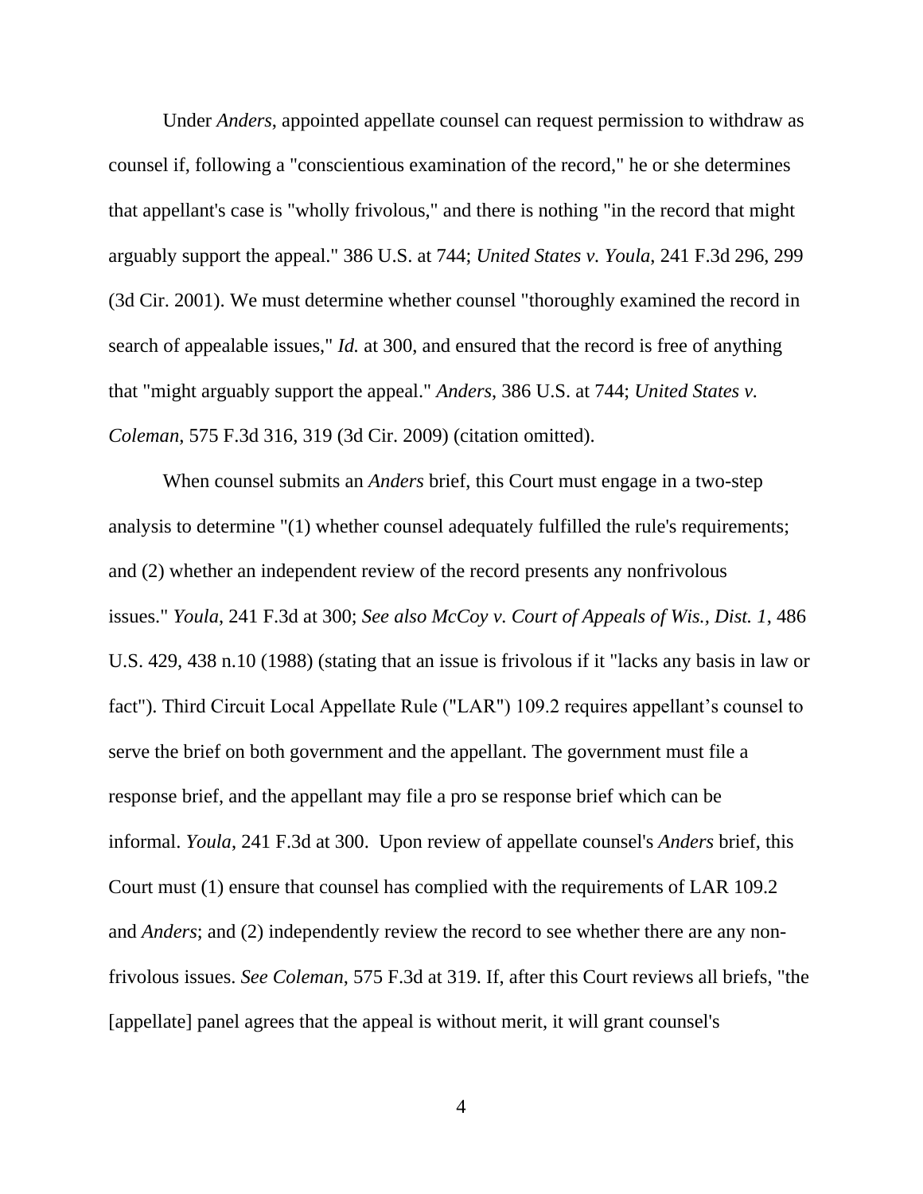Under *Anders*, appointed appellate counsel can request permission to withdraw as counsel if, following a "conscientious examination of the record," he or she determines that appellant's case is "wholly frivolous," and there is nothing "in the record that might arguably support the appeal." 386 U.S. at 744; *United States v. Youla*, 241 F.3d 296, 299 (3d Cir. 2001). We must determine whether counsel "thoroughly examined the record in search of appealable issues," *Id.* at 300, and ensured that the record is free of anything that "might arguably support the appeal." *Anders*, 386 U.S. at 744; *United States v. Coleman*, 575 F.3d 316, 319 (3d Cir. 2009) (citation omitted).

When counsel submits an *Anders* brief, this Court must engage in a two-step analysis to determine "(1) whether counsel adequately fulfilled the rule's requirements; and (2) whether an independent review of the record presents any nonfrivolous issues." *Youla*, 241 F.3d at 300; *See also McCoy v. Court of Appeals of Wis., Dist. 1*, 486 U.S. 429, 438 n.10 (1988) (stating that an issue is frivolous if it "lacks any basis in law or fact"). Third Circuit Local Appellate Rule ("LAR") 109.2 requires appellant's counsel to serve the brief on both government and the appellant. The government must file a response brief, and the appellant may file a pro se response brief which can be informal. *Youla*, 241 F.3d at 300. Upon review of appellate counsel's *Anders* brief, this Court must (1) ensure that counsel has complied with the requirements of LAR 109.2 and *Anders*; and (2) independently review the record to see whether there are any non-frivolous issues. *See Coleman*, 575 F.3d at 319. If, after this Court reviews all briefs, "the [appellate] panel agrees that the appeal is without merit, it will grant counsel's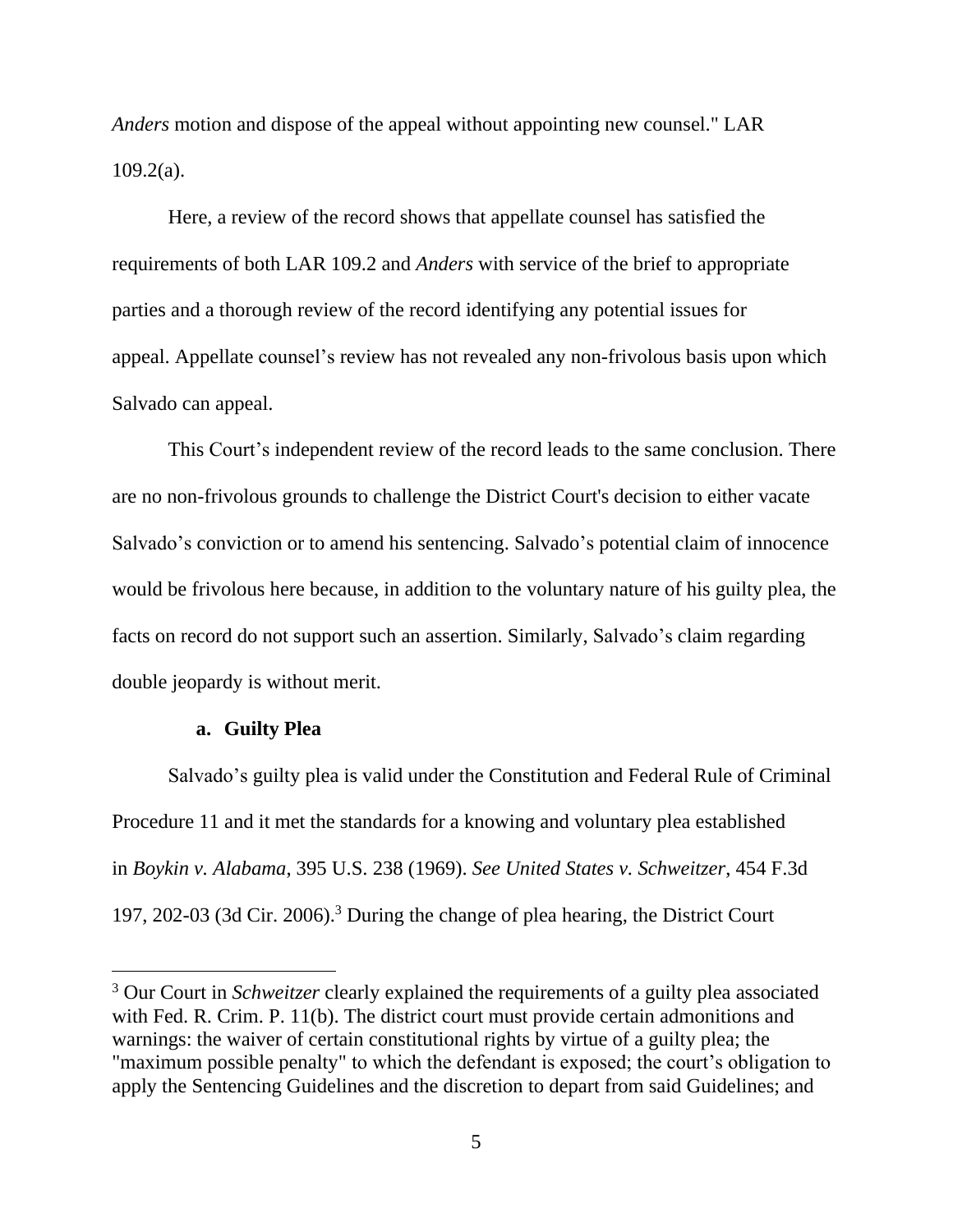*Anders* motion and dispose of the appeal without appointing new counsel." LAR 109.2(a).

Here, a review of the record shows that appellate counsel has satisfied the requirements of both LAR 109.2 and *Anders* with service of the brief to appropriate parties and a thorough review of the record identifying any potential issues for appeal. Appellate counsel's review has not revealed any non-frivolous basis upon which Salvado can appeal.

This Court's independent review of the record leads to the same conclusion. There are no non-frivolous grounds to challenge the District Court's decision to either vacate Salvado's conviction or to amend his sentencing. Salvado's potential claim of innocence would be frivolous here because, in addition to the voluntary nature of his guilty plea, the facts on record do not support such an assertion. Similarly, Salvado's claim regarding double jeopardy is without merit.

**a. Guilty Plea**

Salvado's guilty plea is valid under the Constitution and Federal Rule of Criminal Procedure 11 and it met the standards for a knowing and voluntary plea established in *Boykin v. Alabama*, 395 U.S. 238 (1969). *See United States v. Schweitzer*, 454 F.3d 197, 202-03 (3d Cir. 2006).[3] During the change of plea hearing, the District Court

---

[3] Our Court in *Schweitzer* clearly explained the requirements of a guilty plea associated with Fed. R. Crim. P. 11(b). The district court must provide certain admonitions and warnings: the waiver of certain constitutional rights by virtue of a guilty plea; the "maximum possible penalty" to which the defendant is exposed; the court's obligation to apply the Sentencing Guidelines and the discretion to depart from said Guidelines; and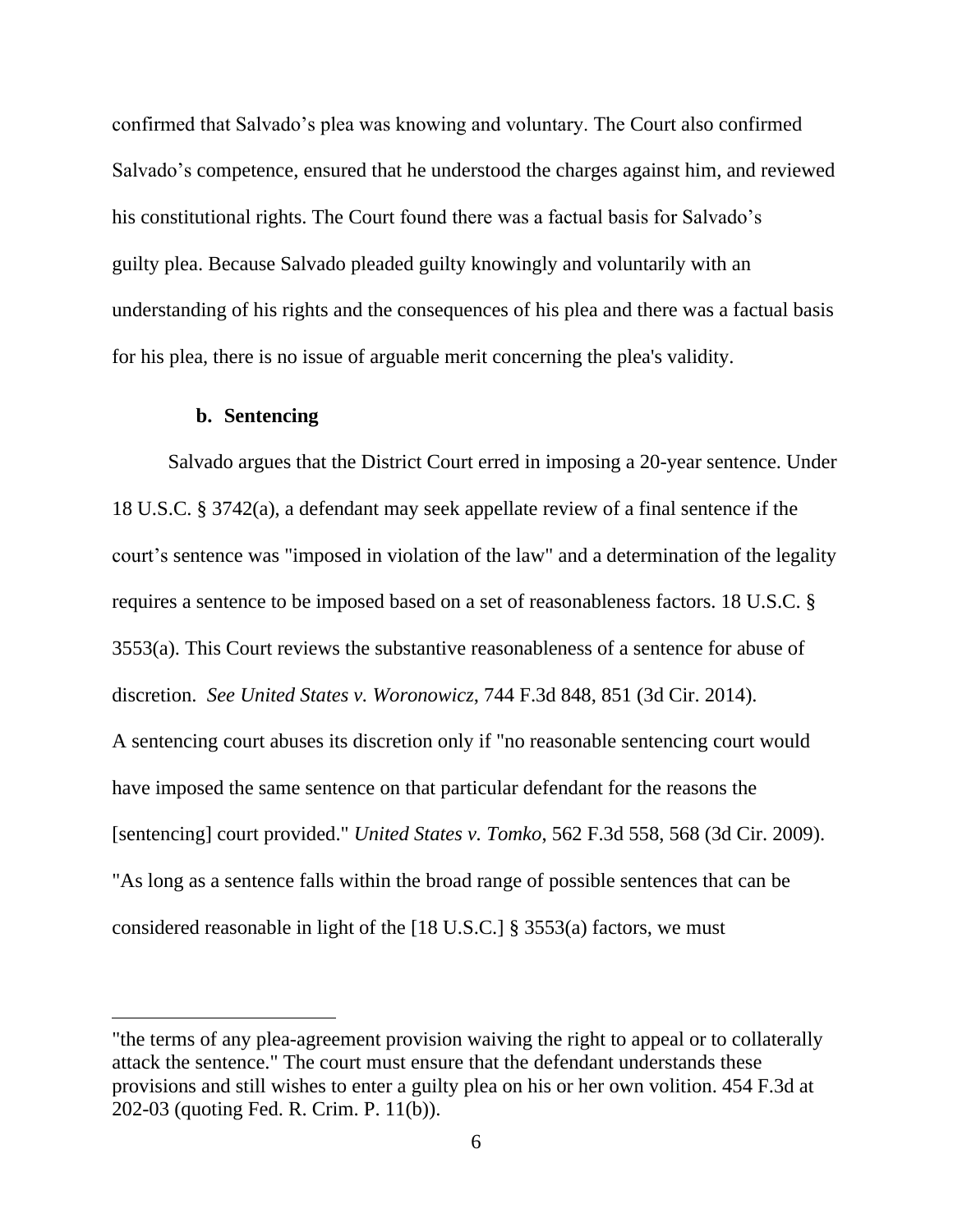confirmed that Salvado's plea was knowing and voluntary. The Court also confirmed Salvado's competence, ensured that he understood the charges against him, and reviewed his constitutional rights. The Court found there was a factual basis for Salvado's guilty plea. Because Salvado pleaded guilty knowingly and voluntarily with an understanding of his rights and the consequences of his plea and there was a factual basis for his plea, there is no issue of arguable merit concerning the plea's validity.

**b. Sentencing**

Salvado argues that the District Court erred in imposing a 20-year sentence. Under 18 U.S.C. § 3742(a), a defendant may seek appellate review of a final sentence if the court's sentence was "imposed in violation of the law" and a determination of the legality requires a sentence to be imposed based on a set of reasonableness factors. 18 U.S.C. § 3553(a). This Court reviews the substantive reasonableness of a sentence for abuse of discretion. *See United States v. Woronowicz*, 744 F.3d 848, 851 (3d Cir. 2014). A sentencing court abuses its discretion only if "no reasonable sentencing court would have imposed the same sentence on that particular defendant for the reasons the [sentencing] court provided." *United States v. Tomko*, 562 F.3d 558, 568 (3d Cir. 2009). "As long as a sentence falls within the broad range of possible sentences that can be considered reasonable in light of the [18 U.S.C.] § 3553(a) factors, we must

---

"the terms of any plea-agreement provision waiving the right to appeal or to collaterally attack the sentence." The court must ensure that the defendant understands these provisions and still wishes to enter a guilty plea on his or her own volition. 454 F.3d at 202-03 (quoting Fed. R. Crim. P. 11(b)).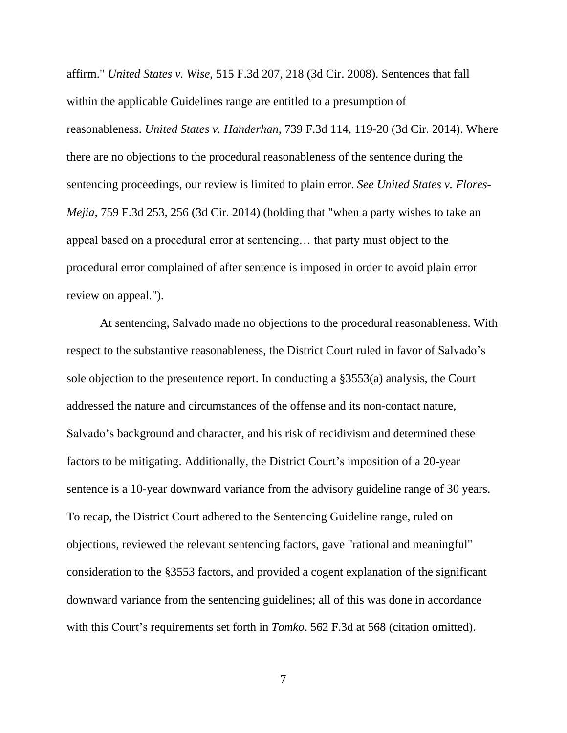affirm." *United States v. Wise*, 515 F.3d 207, 218 (3d Cir. 2008). Sentences that fall within the applicable Guidelines range are entitled to a presumption of reasonableness. *United States v. Handerhan*, 739 F.3d 114, 119-20 (3d Cir. 2014). Where there are no objections to the procedural reasonableness of the sentence during the sentencing proceedings, our review is limited to plain error. *See United States v. Flores-Mejia*, 759 F.3d 253, 256 (3d Cir. 2014) (holding that "when a party wishes to take an appeal based on a procedural error at sentencing… that party must object to the procedural error complained of after sentence is imposed in order to avoid plain error review on appeal.").

At sentencing, Salvado made no objections to the procedural reasonableness. With respect to the substantive reasonableness, the District Court ruled in favor of Salvado's sole objection to the presentence report. In conducting a §3553(a) analysis, the Court addressed the nature and circumstances of the offense and its non-contact nature, Salvado's background and character, and his risk of recidivism and determined these factors to be mitigating. Additionally, the District Court's imposition of a 20-year sentence is a 10-year downward variance from the advisory guideline range of 30 years. To recap, the District Court adhered to the Sentencing Guideline range, ruled on objections, reviewed the relevant sentencing factors, gave "rational and meaningful" consideration to the §3553 factors, and provided a cogent explanation of the significant downward variance from the sentencing guidelines; all of this was done in accordance with this Court's requirements set forth in *Tomko*. 562 F.3d at 568 (citation omitted).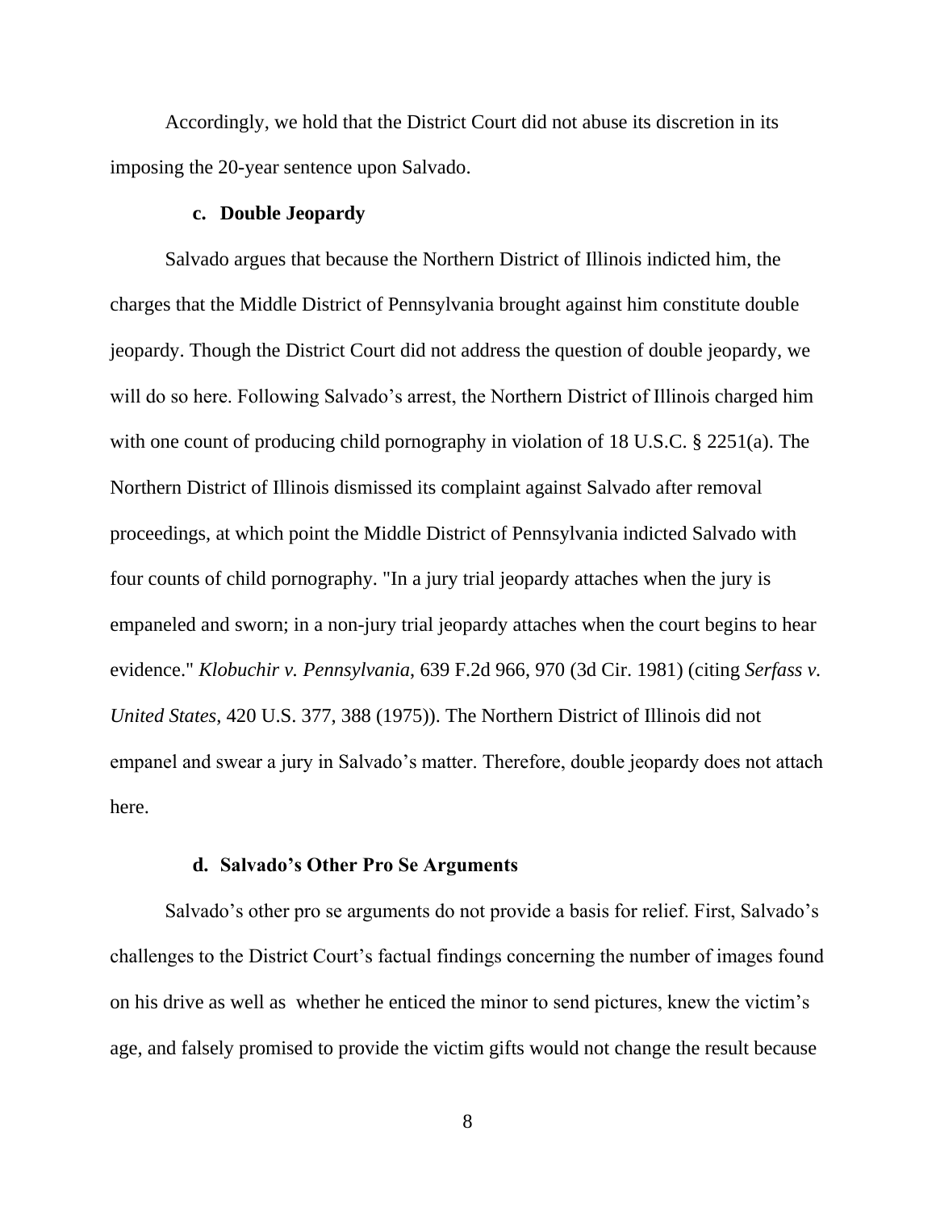Accordingly, we hold that the District Court did not abuse its discretion in its imposing the 20-year sentence upon Salvado.

### c. Double Jeopardy

Salvado argues that because the Northern District of Illinois indicted him, the charges that the Middle District of Pennsylvania brought against him constitute double jeopardy. Though the District Court did not address the question of double jeopardy, we will do so here. Following Salvado's arrest, the Northern District of Illinois charged him with one count of producing child pornography in violation of 18 U.S.C. § 2251(a). The Northern District of Illinois dismissed its complaint against Salvado after removal proceedings, at which point the Middle District of Pennsylvania indicted Salvado with four counts of child pornography. "In a jury trial jeopardy attaches when the jury is empaneled and sworn; in a non-jury trial jeopardy attaches when the court begins to hear evidence." *Klobuchir v. Pennsylvania*, 639 F.2d 966, 970 (3d Cir. 1981) (citing *Serfass v. United States*, 420 U.S. 377, 388 (1975)). The Northern District of Illinois did not empanel and swear a jury in Salvado's matter. Therefore, double jeopardy does not attach here.

### d. Salvado's Other Pro Se Arguments

Salvado's other pro se arguments do not provide a basis for relief. First, Salvado's challenges to the District Court's factual findings concerning the number of images found on his drive as well as whether he enticed the minor to send pictures, knew the victim's age, and falsely promised to provide the victim gifts would not change the result because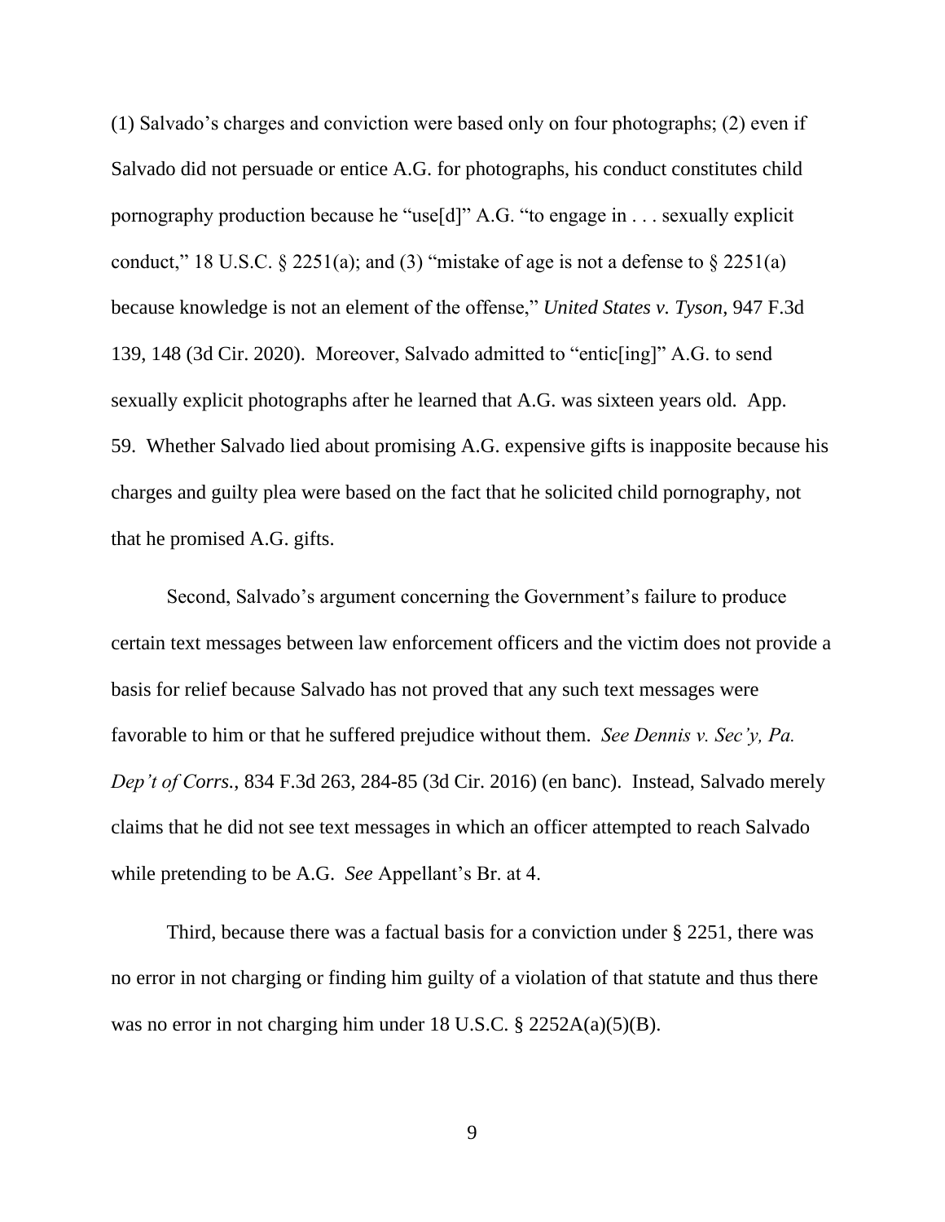(1) Salvado's charges and conviction were based only on four photographs; (2) even if Salvado did not persuade or entice A.G. for photographs, his conduct constitutes child pornography production because he "use[d]" A.G. "to engage in . . . sexually explicit conduct," 18 U.S.C. § 2251(a); and (3) "mistake of age is not a defense to § 2251(a) because knowledge is not an element of the offense," *United States v. Tyson*, 947 F.3d 139, 148 (3d Cir. 2020). Moreover, Salvado admitted to "entic[ing]" A.G. to send sexually explicit photographs after he learned that A.G. was sixteen years old. App. 59. Whether Salvado lied about promising A.G. expensive gifts is inapposite because his charges and guilty plea were based on the fact that he solicited child pornography, not that he promised A.G. gifts.

Second, Salvado's argument concerning the Government's failure to produce certain text messages between law enforcement officers and the victim does not provide a basis for relief because Salvado has not proved that any such text messages were favorable to him or that he suffered prejudice without them. *See Dennis v. Sec'y, Pa. Dep't of Corrs.*, 834 F.3d 263, 284-85 (3d Cir. 2016) (en banc). Instead, Salvado merely claims that he did not see text messages in which an officer attempted to reach Salvado while pretending to be A.G. *See* Appellant's Br. at 4.

Third, because there was a factual basis for a conviction under § 2251, there was no error in not charging or finding him guilty of a violation of that statute and thus there was no error in not charging him under 18 U.S.C. § 2252A(a)(5)(B).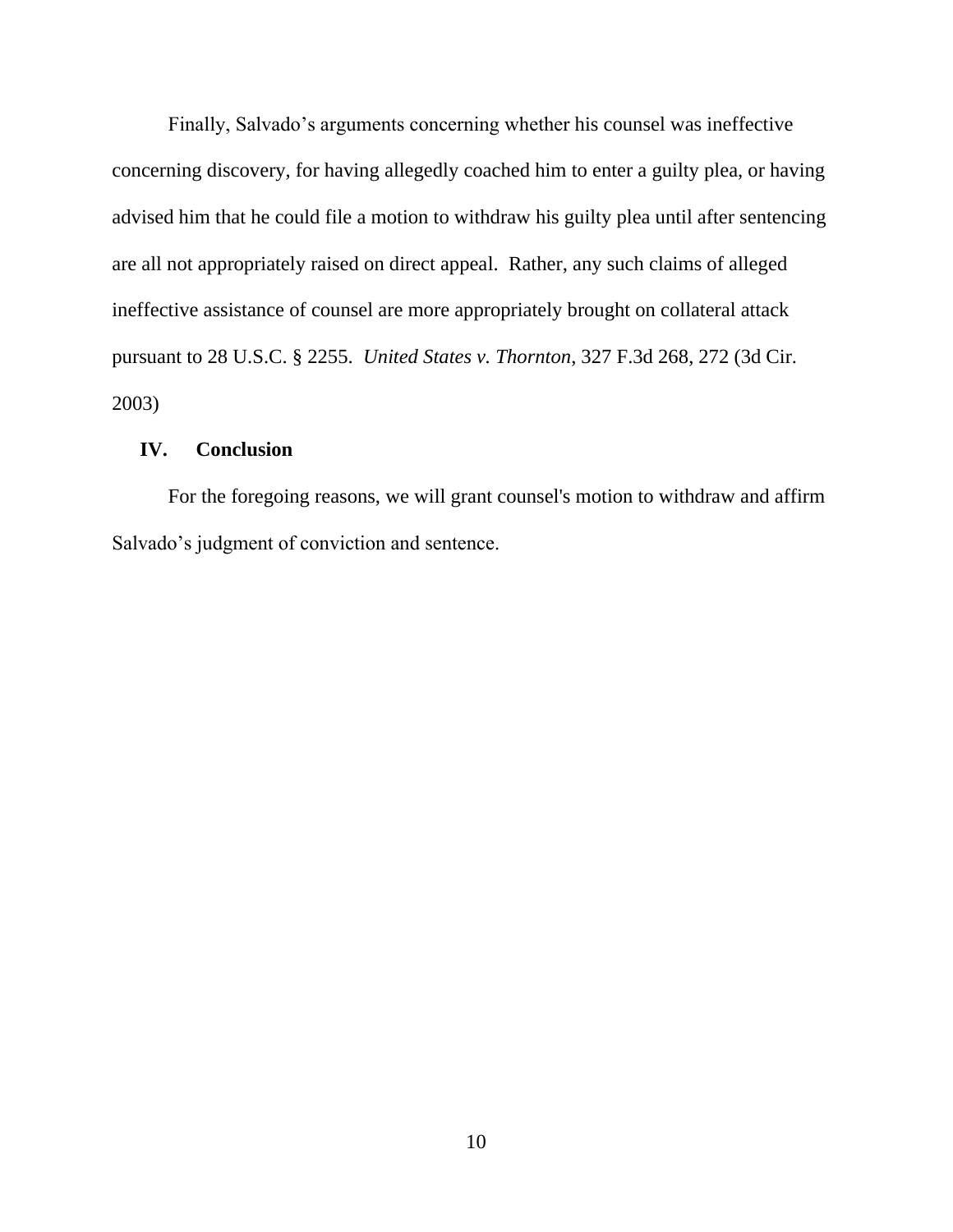Finally, Salvado's arguments concerning whether his counsel was ineffective concerning discovery, for having allegedly coached him to enter a guilty plea, or having advised him that he could file a motion to withdraw his guilty plea until after sentencing are all not appropriately raised on direct appeal. Rather, any such claims of alleged ineffective assistance of counsel are more appropriately brought on collateral attack pursuant to 28 U.S.C. § 2255. *United States v. Thornton*, 327 F.3d 268, 272 (3d Cir. 2003)

## IV. Conclusion

For the foregoing reasons, we will grant counsel's motion to withdraw and affirm Salvado's judgment of conviction and sentence.